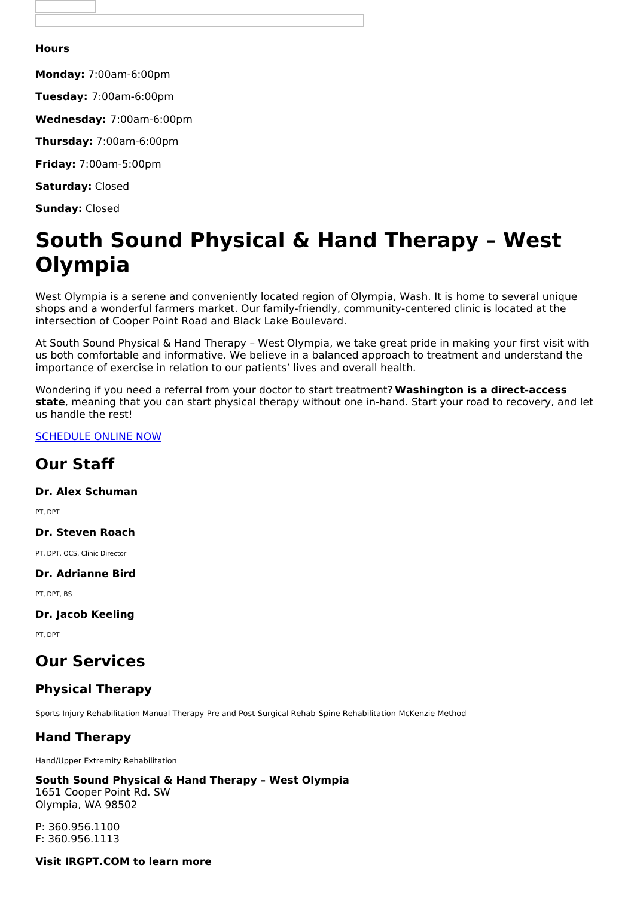**Hours**

**Monday:** 7:00am-6:00pm

**Tuesday:** 7:00am-6:00pm

**Wednesday:** 7:00am-6:00pm

**Thursday:** 7:00am-6:00pm

**Friday:** 7:00am-5:00pm

**Saturday:** Closed

**Sunday:** Closed

# South Sound Physical & Hand Therapy – West Olympia

West Olympia is a serene and conveniently located region of Olympia, Wash. It is home to several unique shops and a wonderful farmers market. Our family-friendly, community-centered clinic is located at the intersection of Cooper Point Road and Black Lake Boulevard.

At South Sound Physical & Hand Therapy – West Olympia, we take great pride in making your first visit with us both comfortable and informative. We believe in a balanced approach to treatment and understand the importance of exercise in relation to our patients' lives and overall health.

Wondering if you need a referral from your doctor to start treatment? **Washington is a direct-access state**, meaning that you can start physical therapy without one in-hand. Start your road to recovery, and let us handle the rest!

SCHEDULE ONLINE NOW

## Our Staff

### Dr. Alex Schuman

PT, DPT

### Dr. Steven Roach

PT, DPT, OCS, Clinic Director

### Dr. Adrianne Bird

PT, DPT, BS

### Dr. Jacob Keeling

PT, DPT

## Our Services

### Physical Therapy

Sports Injury Rehabilitation Manual Therapy Pre and Post-Surgical Rehab Spine Rehabilitation McKenzie Method

### Hand Therapy

Hand/Upper Extremity Rehabilitation

**South Sound Physical & Hand Therapy – West Olympia**
1651 Cooper Point Rd. SW
Olympia, WA 98502

P: 360.956.1100
F: 360.956.1113

**Visit IRGPT.COM to learn more**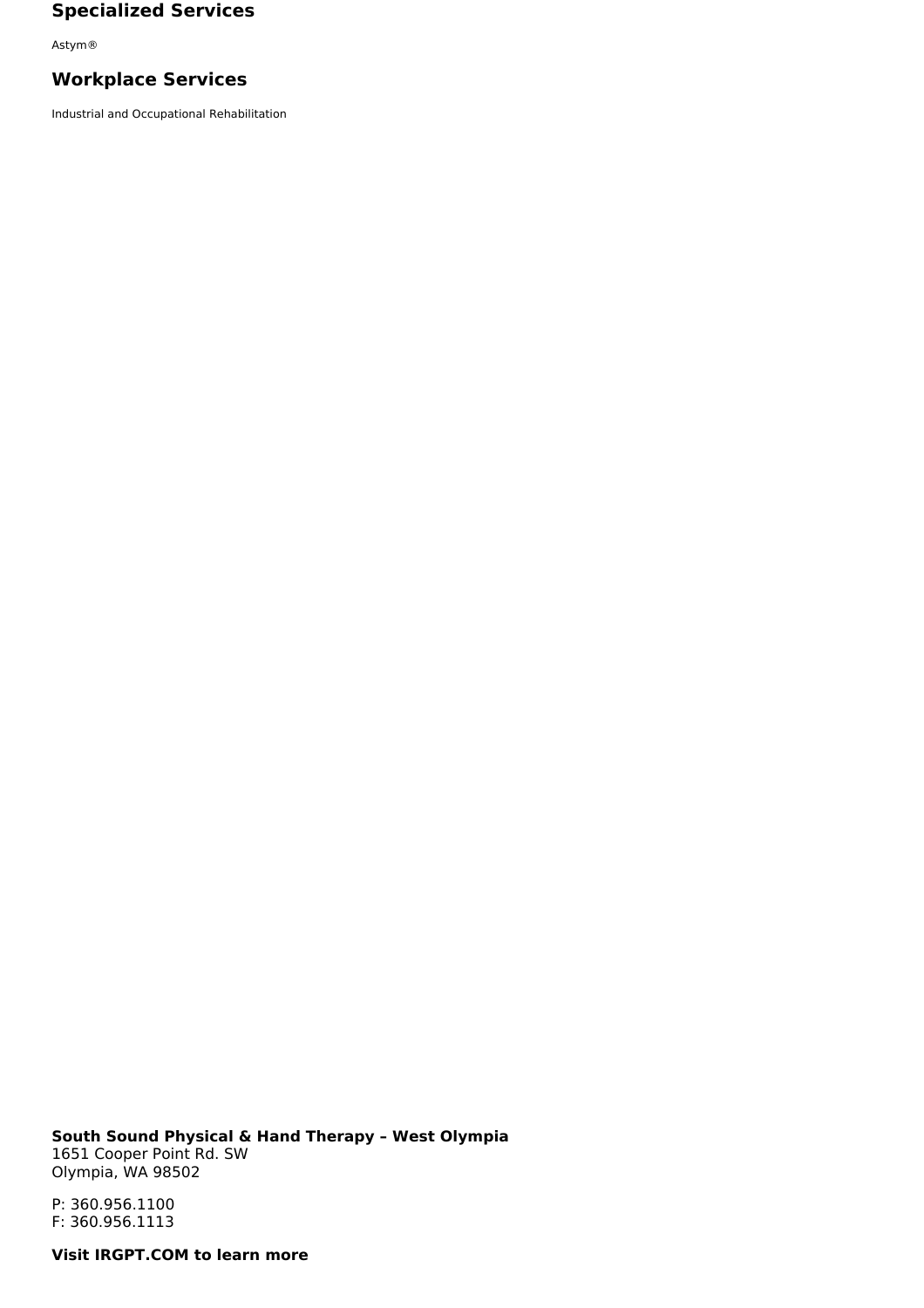## Specialized Services

Astym®

## Workplace Services

Industrial and Occupational Rehabilitation

**South Sound Physical & Hand Therapy – West Olympia**
1651 Cooper Point Rd. SW
Olympia, WA 98502

P: 360.956.1100
F: 360.956.1113

**Visit IRGPT.COM to learn more**